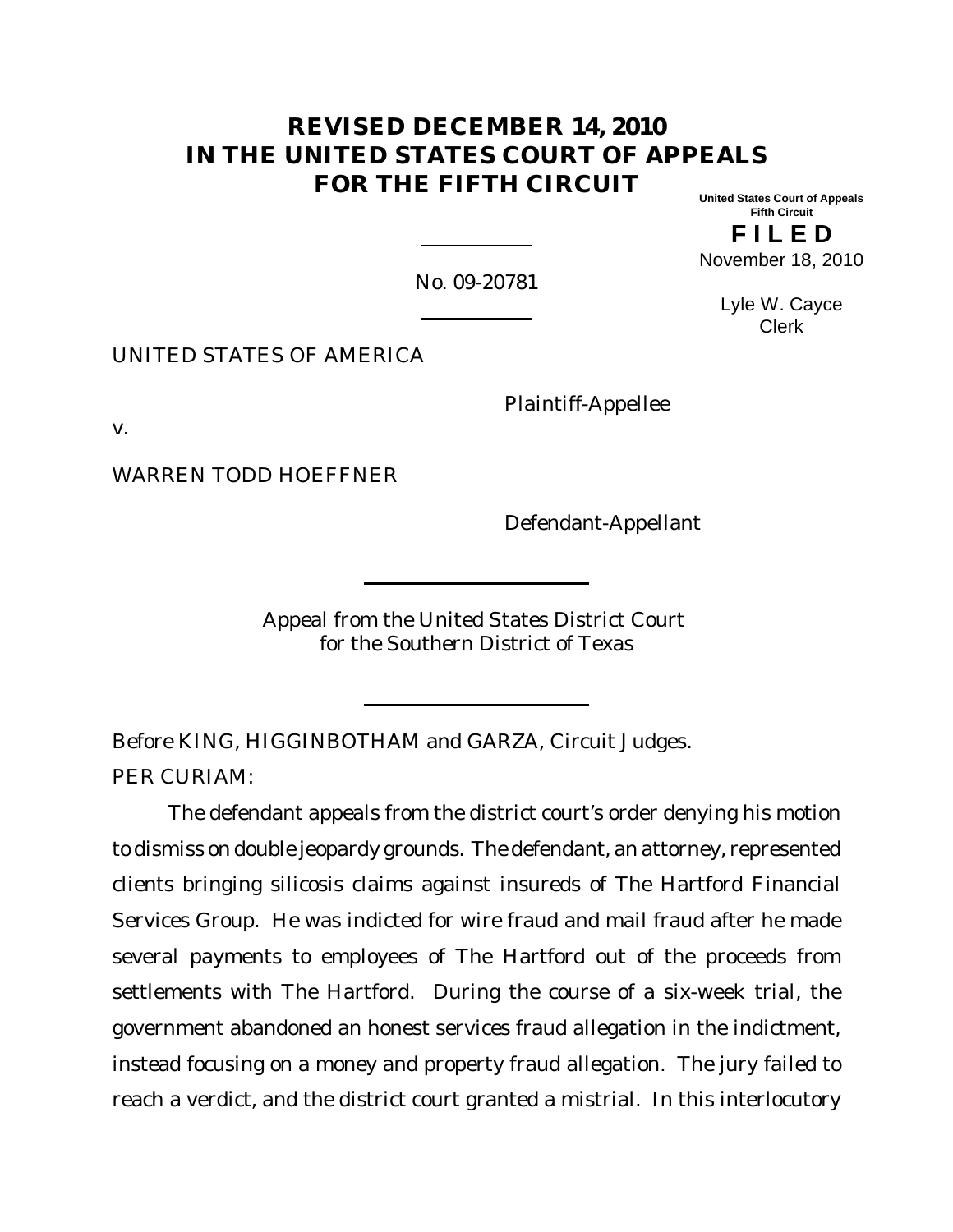# REVISED DECEMBER 14, 2010
# IN THE UNITED STATES COURT OF APPEALS
# FOR THE FIFTH CIRCUIT

United States Court of Appeals
Fifth Circuit

**F I L E D**

November 18, 2010

Lyle W. Cayce
Clerk

No. 09-20781

UNITED STATES OF AMERICA

Plaintiff-Appellee

v.

WARREN TODD HOEFFNER

Defendant-Appellant

Appeal from the United States District Court
for the Southern District of Texas

Before KING, HIGGINBOTHAM and GARZA, Circuit Judges.

PER CURIAM:

The defendant appeals from the district court's order denying his motion to dismiss on double jeopardy grounds. The defendant, an attorney, represented clients bringing silicosis claims against insureds of The Hartford Financial Services Group. He was indicted for wire fraud and mail fraud after he made several payments to employees of The Hartford out of the proceeds from settlements with The Hartford. During the course of a six-week trial, the government abandoned an honest services fraud allegation in the indictment, instead focusing on a money and property fraud allegation. The jury failed to reach a verdict, and the district court granted a mistrial. In this interlocutory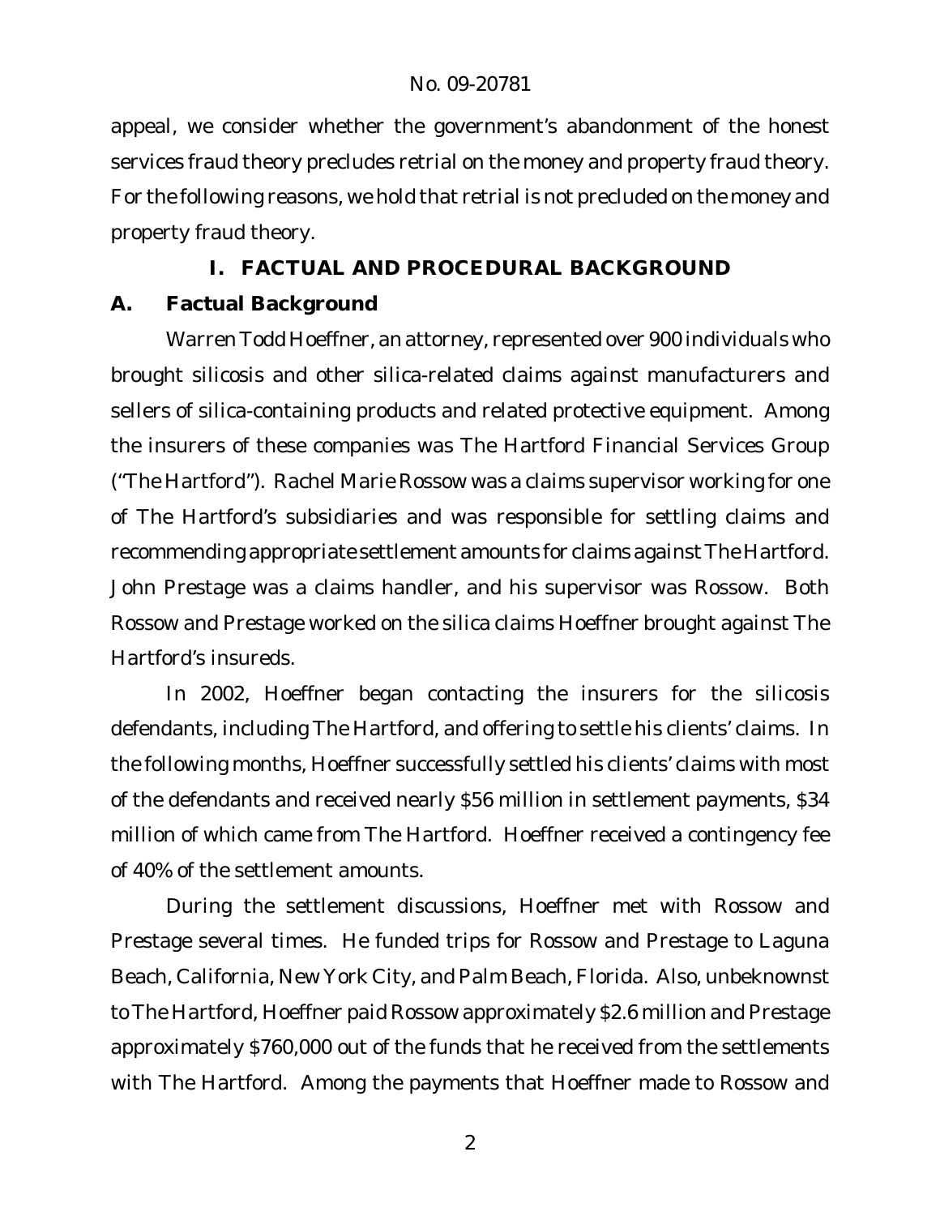appeal, we consider whether the government's abandonment of the honest services fraud theory precludes retrial on the money and property fraud theory. For the following reasons, we hold that retrial is not precluded on the money and property fraud theory.

## I. FACTUAL AND PROCEDURAL BACKGROUND

### A. Factual Background

Warren Todd Hoeffner, an attorney, represented over 900 individuals who brought silicosis and other silica-related claims against manufacturers and sellers of silica-containing products and related protective equipment. Among the insurers of these companies was The Hartford Financial Services Group ("The Hartford"). Rachel Marie Rossow was a claims supervisor working for one of The Hartford's subsidiaries and was responsible for settling claims and recommending appropriate settlement amounts for claims against The Hartford. John Prestage was a claims handler, and his supervisor was Rossow. Both Rossow and Prestage worked on the silica claims Hoeffner brought against The Hartford's insureds.

In 2002, Hoeffner began contacting the insurers for the silicosis defendants, including The Hartford, and offering to settle his clients' claims. In the following months, Hoeffner successfully settled his clients' claims with most of the defendants and received nearly $56 million in settlement payments, $34 million of which came from The Hartford. Hoeffner received a contingency fee of 40% of the settlement amounts.

During the settlement discussions, Hoeffner met with Rossow and Prestage several times. He funded trips for Rossow and Prestage to Laguna Beach, California, New York City, and Palm Beach, Florida. Also, unbeknownst to The Hartford, Hoeffner paid Rossow approximately $2.6 million and Prestage approximately $760,000 out of the funds that he received from the settlements with The Hartford. Among the payments that Hoeffner made to Rossow and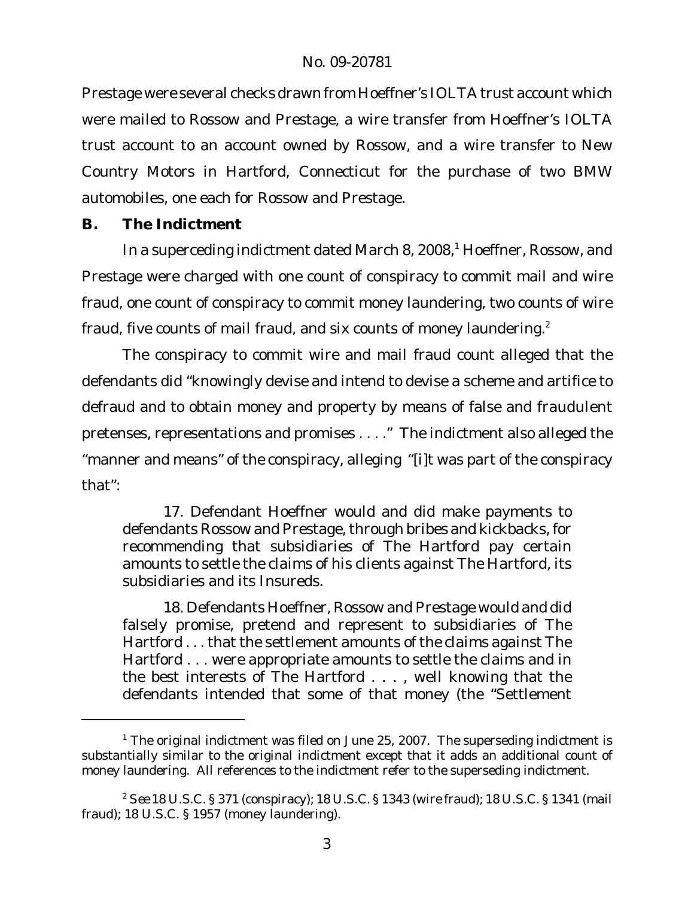Prestage were several checks drawn from Hoeffner's IOLTA trust account which were mailed to Rossow and Prestage, a wire transfer from Hoeffner's IOLTA trust account to an account owned by Rossow, and a wire transfer to New Country Motors in Hartford, Connecticut for the purchase of two BMW automobiles, one each for Rossow and Prestage.

### B. The Indictment

In a superceding indictment dated March 8, 2008,[1] Hoeffner, Rossow, and Prestage were charged with one count of conspiracy to commit mail and wire fraud, one count of conspiracy to commit money laundering, two counts of wire fraud, five counts of mail fraud, and six counts of money laundering.[2]

The conspiracy to commit wire and mail fraud count alleged that the defendants did "knowingly devise and intend to devise a scheme and artifice to defraud and to obtain money and property by means of false and fraudulent pretenses, representations and promises . . . ." The indictment also alleged the "manner and means" of the conspiracy, alleging "[i]t was part of the conspiracy that":

> 17. Defendant Hoeffner would and did make payments to defendants Rossow and Prestage, through bribes and kickbacks, for recommending that subsidiaries of The Hartford pay certain amounts to settle the claims of his clients against The Hartford, its subsidiaries and its Insureds.
>
> 18. Defendants Hoeffner, Rossow and Prestage would and did falsely promise, pretend and represent to subsidiaries of The Hartford . . . that the settlement amounts of the claims against The Hartford . . . were appropriate amounts to settle the claims and in the best interests of The Hartford . . . , well knowing that the defendants intended that some of that money (the "Settlement

---

[1] The original indictment was filed on June 25, 2007. The superseding indictment is substantially similar to the original indictment except that it adds an additional count of money laundering. All references to the indictment refer to the superseding indictment.

[2] *See* 18 U.S.C. § 371 (conspiracy); 18 U.S.C. § 1343 (wire fraud); 18 U.S.C. § 1341 (mail fraud); 18 U.S.C. § 1957 (money laundering).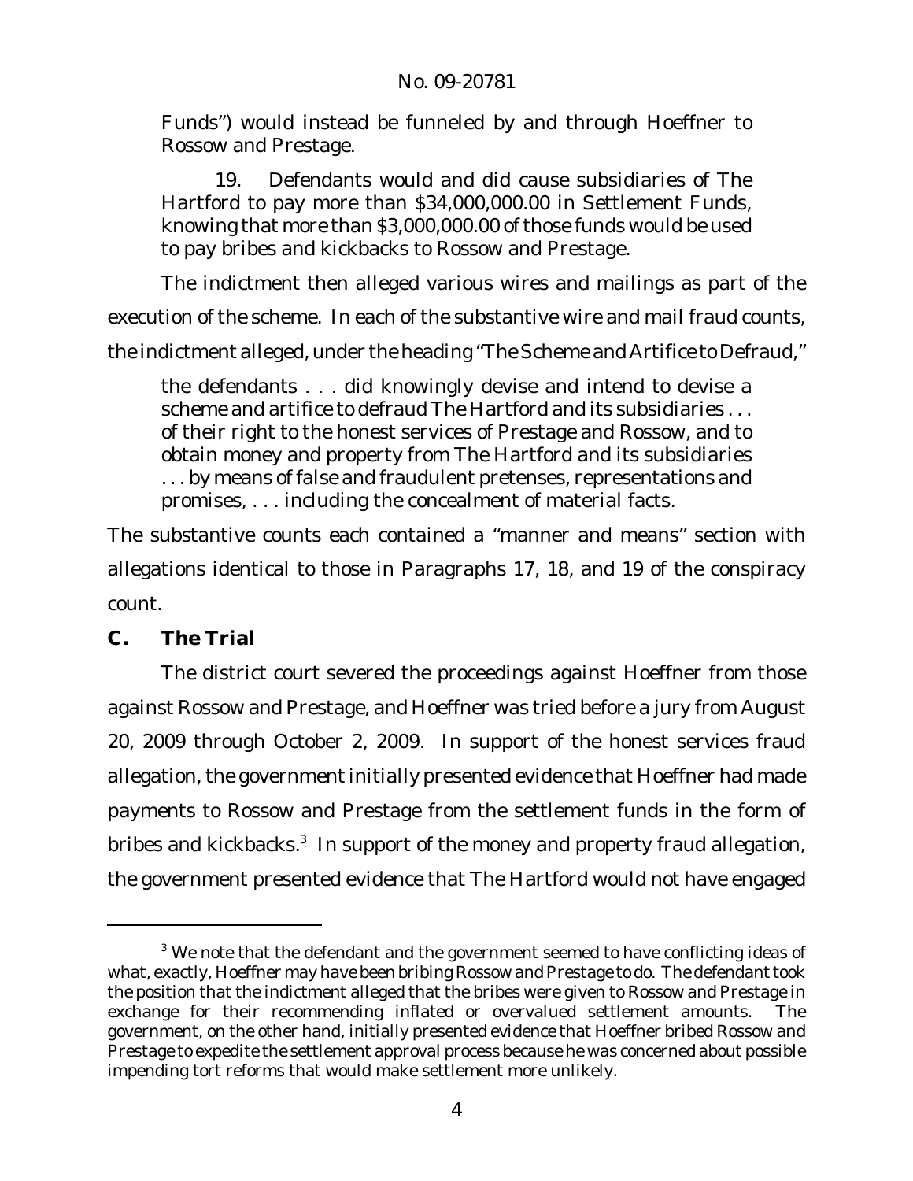Funds") would instead be funneled by and through Hoeffner to Rossow and Prestage.

> 19. Defendants would and did cause subsidiaries of The Hartford to pay more than $34,000,000.00 in Settlement Funds, knowing that more than $3,000,000.00 of those funds would be used to pay bribes and kickbacks to Rossow and Prestage.

The indictment then alleged various wires and mailings as part of the execution of the scheme. In each of the substantive wire and mail fraud counts, the indictment alleged, under the heading "The Scheme and Artifice to Defraud,"

> the defendants . . . did knowingly devise and intend to devise a scheme and artifice to defraud The Hartford and its subsidiaries . . . of their right to the honest services of Prestage and Rossow, and to obtain money and property from The Hartford and its subsidiaries . . . by means of false and fraudulent pretenses, representations and promises, . . . including the concealment of material facts.

The substantive counts each contained a "manner and means" section with allegations identical to those in Paragraphs 17, 18, and 19 of the conspiracy count.

### C. The Trial

The district court severed the proceedings against Hoeffner from those against Rossow and Prestage, and Hoeffner was tried before a jury from August 20, 2009 through October 2, 2009. In support of the honest services fraud allegation, the government initially presented evidence that Hoeffner had made payments to Rossow and Prestage from the settlement funds in the form of bribes and kickbacks.[3] In support of the money and property fraud allegation, the government presented evidence that The Hartford would not have engaged

[3] We note that the defendant and the government seemed to have conflicting ideas of what, exactly, Hoeffner may have been bribing Rossow and Prestage to do. The defendant took the position that the indictment alleged that the bribes were given to Rossow and Prestage in exchange for their recommending inflated or overvalued settlement amounts. The government, on the other hand, initially presented evidence that Hoeffner bribed Rossow and Prestage to expedite the settlement approval process because he was concerned about possible impending tort reforms that would make settlement more unlikely.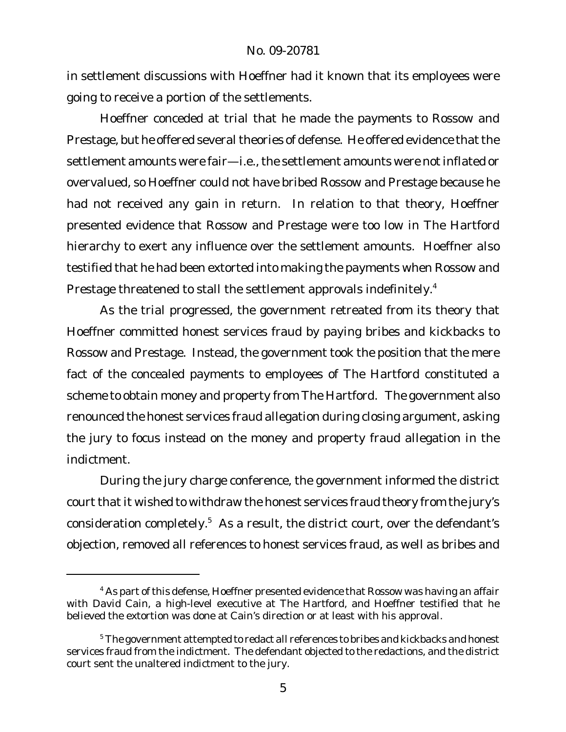in settlement discussions with Hoeffner had it known that its employees were going to receive a portion of the settlements.

Hoeffner conceded at trial that he made the payments to Rossow and Prestage, but he offered several theories of defense. He offered evidence that the settlement amounts were fair—i.e., the settlement amounts were not inflated or overvalued, so Hoeffner could not have bribed Rossow and Prestage because he had not received any gain in return. In relation to that theory, Hoeffner presented evidence that Rossow and Prestage were too low in The Hartford hierarchy to exert any influence over the settlement amounts. Hoeffner also testified that he had been extorted into making the payments when Rossow and Prestage threatened to stall the settlement approvals indefinitely.[4]

As the trial progressed, the government retreated from its theory that Hoeffner committed honest services fraud by paying bribes and kickbacks to Rossow and Prestage. Instead, the government took the position that the mere fact of the concealed payments to employees of The Hartford constituted a scheme to obtain money and property from The Hartford. The government also renounced the honest services fraud allegation during closing argument, asking the jury to focus instead on the money and property fraud allegation in the indictment.

During the jury charge conference, the government informed the district court that it wished to withdraw the honest services fraud theory from the jury's consideration completely.[5] As a result, the district court, over the defendant's objection, removed all references to honest services fraud, as well as bribes and

---

[4] As part of this defense, Hoeffner presented evidence that Rossow was having an affair with David Cain, a high-level executive at The Hartford, and Hoeffner testified that he believed the extortion was done at Cain's direction or at least with his approval.

[5] The government attempted to redact all references to bribes and kickbacks and honest services fraud from the indictment. The defendant objected to the redactions, and the district court sent the unaltered indictment to the jury.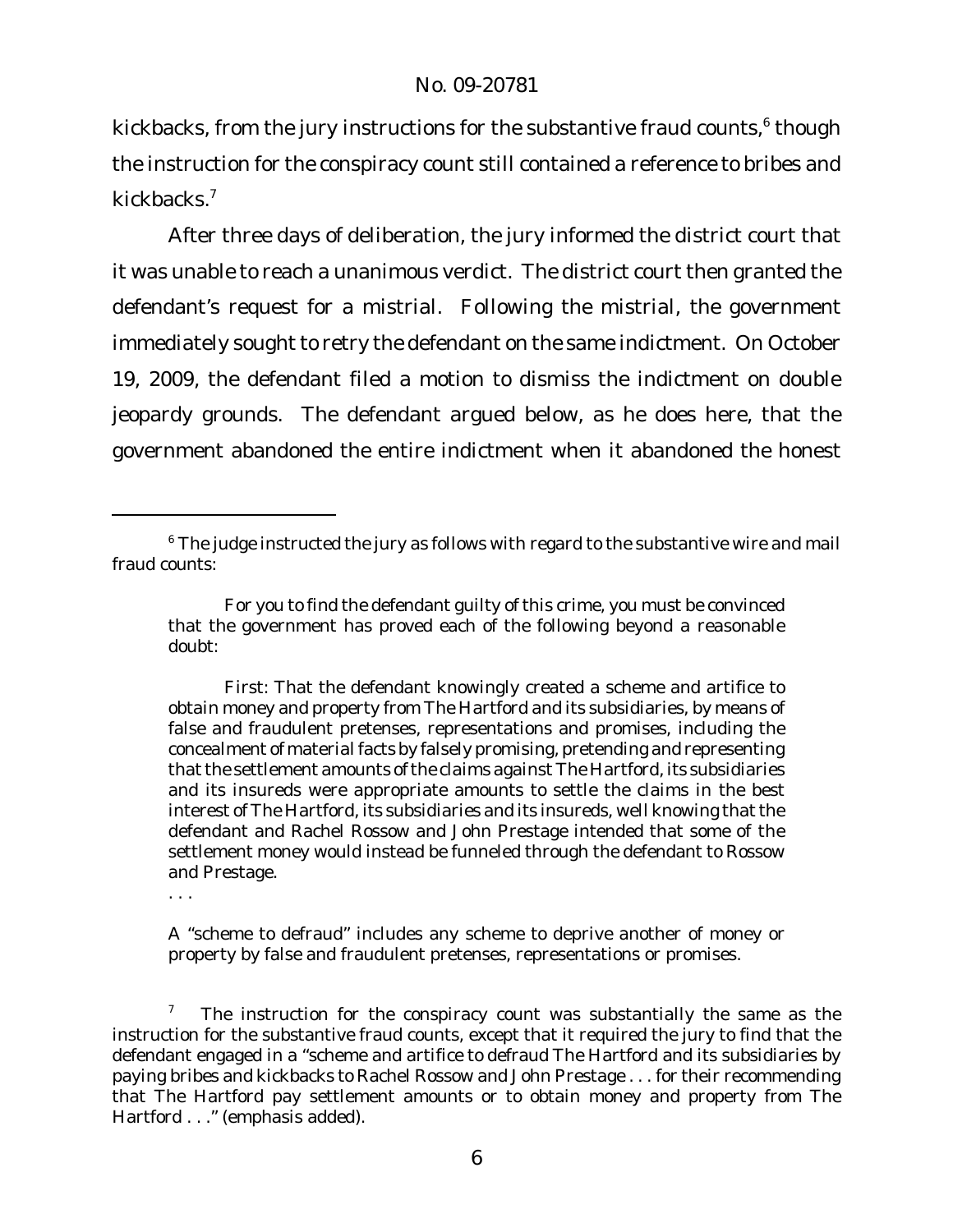kickbacks, from the jury instructions for the substantive fraud counts,[6] though the instruction for the conspiracy count still contained a reference to bribes and kickbacks.[7]

After three days of deliberation, the jury informed the district court that it was unable to reach a unanimous verdict. The district court then granted the defendant's request for a mistrial. Following the mistrial, the government immediately sought to retry the defendant on the same indictment. On October 19, 2009, the defendant filed a motion to dismiss the indictment on double jeopardy grounds. The defendant argued below, as he does here, that the government abandoned the entire indictment when it abandoned the honest

---

[6] The judge instructed the jury as follows with regard to the substantive wire and mail fraud counts:

> For you to find the defendant guilty of this crime, you must be convinced that the government has proved each of the following beyond a reasonable doubt:
>
> First: That the defendant knowingly created a scheme and artifice to obtain money and property from The Hartford and its subsidiaries, by means of false and fraudulent pretenses, representations and promises, including the concealment of material facts by falsely promising, pretending and representing that the settlement amounts of the claims against The Hartford, its subsidiaries and its insureds were appropriate amounts to settle the claims in the best interest of The Hartford, its subsidiaries and its insureds, well knowing that the defendant and Rachel Rossow and John Prestage intended that some of the settlement money would instead be funneled through the defendant to Rossow and Prestage.
>
> . . .
>
> A "scheme to defraud" includes any scheme to deprive another of money or property by false and fraudulent pretenses, representations or promises.

[7] The instruction for the conspiracy count was substantially the same as the instruction for the substantive fraud counts, except that it required the jury to find that the defendant engaged in a "scheme and artifice to defraud The Hartford and its subsidiaries by paying bribes and kickbacks to Rachel Rossow and John Prestage . . . for their recommending that The Hartford pay settlement amounts or to obtain money and property from The Hartford . . ." (emphasis added).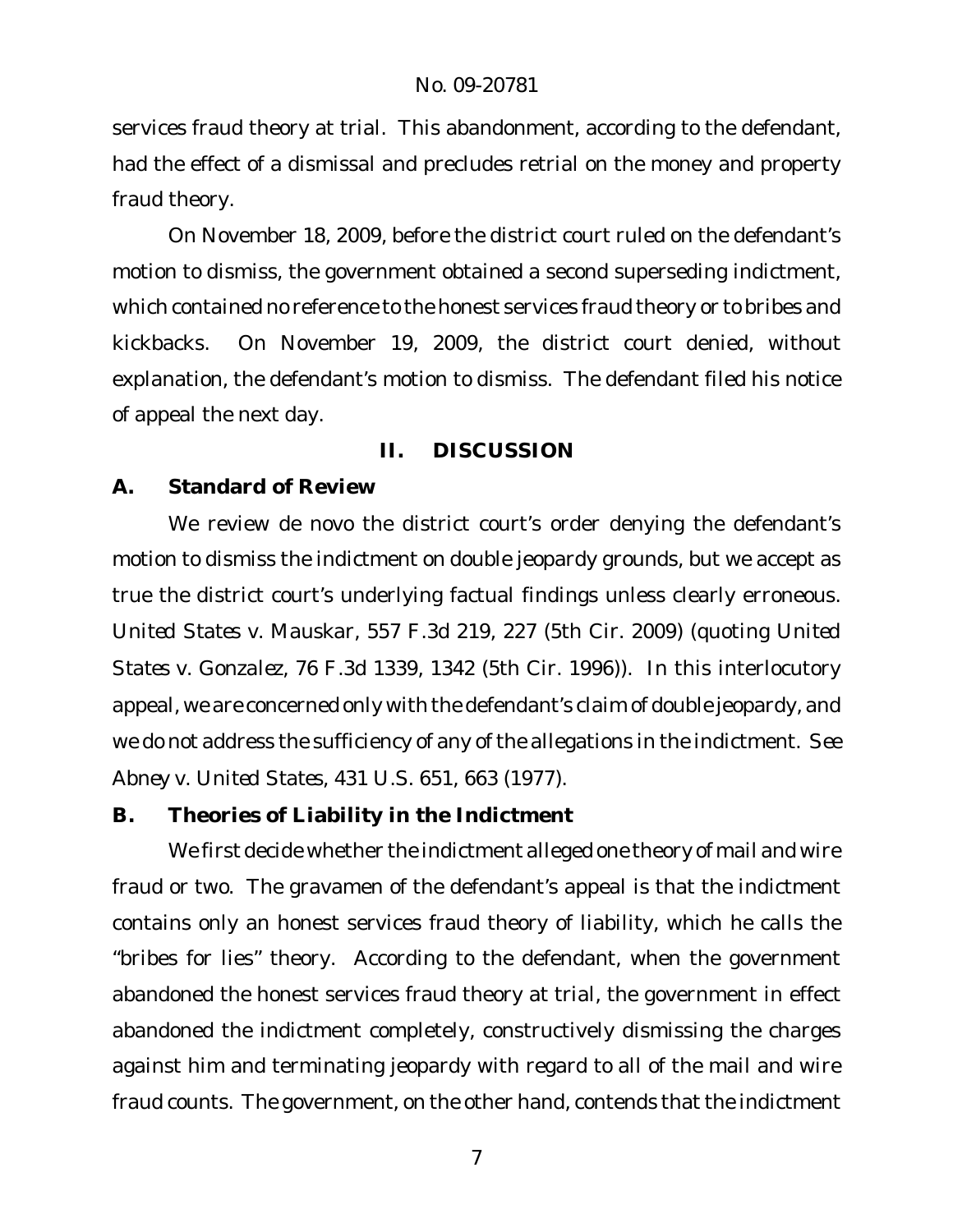services fraud theory at trial. This abandonment, according to the defendant, had the effect of a dismissal and precludes retrial on the money and property fraud theory.

On November 18, 2009, before the district court ruled on the defendant's motion to dismiss, the government obtained a second superseding indictment, which contained no reference to the honest services fraud theory or to bribes and kickbacks. On November 19, 2009, the district court denied, without explanation, the defendant's motion to dismiss. The defendant filed his notice of appeal the next day.

## II. DISCUSSION

### A. Standard of Review

We review de novo the district court's order denying the defendant's motion to dismiss the indictment on double jeopardy grounds, but we accept as true the district court's underlying factual findings unless clearly erroneous. *United States v. Mauskar*, 557 F.3d 219, 227 (5th Cir. 2009) (quoting *United States v. Gonzalez*, 76 F.3d 1339, 1342 (5th Cir. 1996)). In this interlocutory appeal, we are concerned only with the defendant's claim of double jeopardy, and we do not address the sufficiency of any of the allegations in the indictment. *See Abney v. United States*, 431 U.S. 651, 663 (1977).

### B. Theories of Liability in the Indictment

We first decide whether the indictment alleged one theory of mail and wire fraud or two. The gravamen of the defendant's appeal is that the indictment contains only an honest services fraud theory of liability, which he calls the "bribes for lies" theory. According to the defendant, when the government abandoned the honest services fraud theory at trial, the government in effect abandoned the indictment completely, constructively dismissing the charges against him and terminating jeopardy with regard to all of the mail and wire fraud counts. The government, on the other hand, contends that the indictment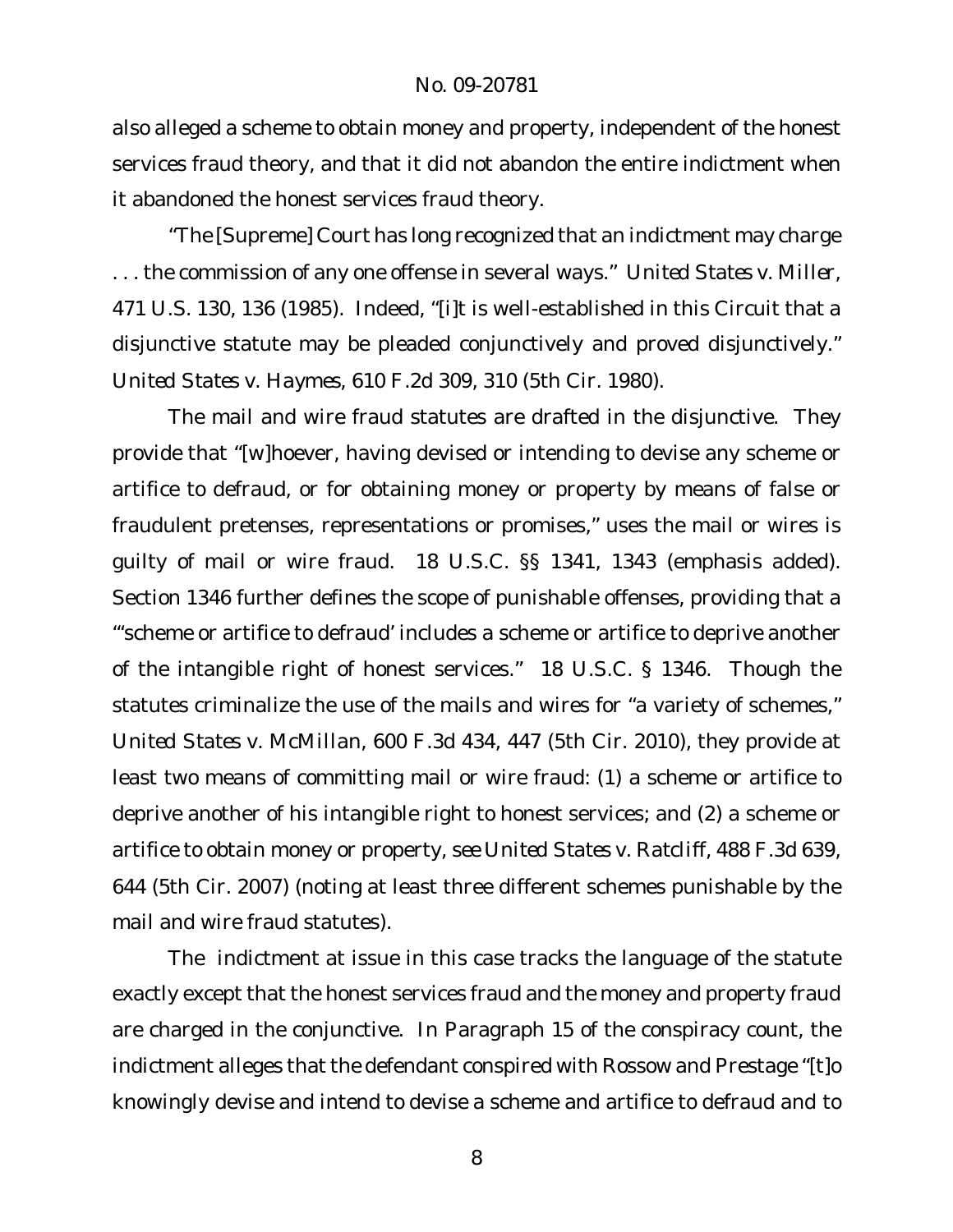also alleged a scheme to obtain money and property, independent of the honest services fraud theory, and that it did not abandon the entire indictment when it abandoned the honest services fraud theory.

"The [Supreme] Court has long recognized that an indictment may charge . . . the commission of any one offense in several ways." *United States v. Miller*, 471 U.S. 130, 136 (1985). Indeed, "[i]t is well-established in this Circuit that a disjunctive statute may be pleaded conjunctively and proved disjunctively." *United States v. Haymes*, 610 F.2d 309, 310 (5th Cir. 1980).

The mail and wire fraud statutes are drafted in the disjunctive. They provide that "[w]hoever, having devised or intending to devise any scheme or artifice to defraud, *or* for obtaining money or property by means of false or fraudulent pretenses, representations or promises," uses the mail or wires is guilty of mail or wire fraud. 18 U.S.C. §§ 1341, 1343 (emphasis added). Section 1346 further defines the scope of punishable offenses, providing that a "'scheme or artifice to defraud' includes a scheme or artifice to deprive another of the intangible right of honest services." 18 U.S.C. § 1346. Though the statutes criminalize the use of the mails and wires for "a variety of schemes," *United States v. McMillan*, 600 F.3d 434, 447 (5th Cir. 2010), they provide at least two means of committing mail or wire fraud: (1) a scheme or artifice to deprive another of his intangible right to honest services; and (2) a scheme or artifice to obtain money or property, *see United States v. Ratcliff*, 488 F.3d 639, 644 (5th Cir. 2007) (noting at least three different schemes punishable by the mail and wire fraud statutes).

The indictment at issue in this case tracks the language of the statute exactly except that the honest services fraud and the money and property fraud are charged in the conjunctive. In Paragraph 15 of the conspiracy count, the indictment alleges that the defendant conspired with Rossow and Prestage "[t]o knowingly devise and intend to devise a scheme and artifice to defraud and to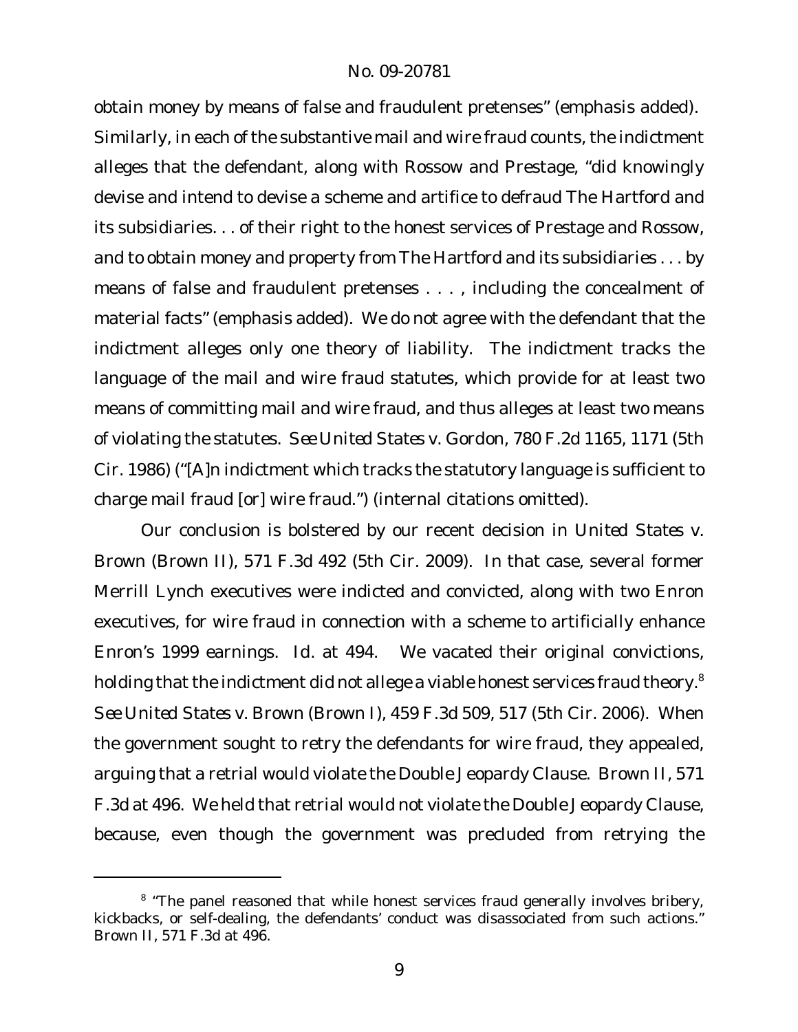obtain money by means of false and fraudulent pretenses" (emphasis added). Similarly, in each of the substantive mail and wire fraud counts, the indictment alleges that the defendant, along with Rossow and Prestage, "did knowingly devise and intend to devise a scheme and artifice to defraud The Hartford and its subsidiaries. . . of their right to the honest services of Prestage and Rossow, and to obtain money and property from The Hartford and its subsidiaries . . . by means of false and fraudulent pretenses . . . , including the concealment of material facts" (emphasis added). We do not agree with the defendant that the indictment alleges only one theory of liability. The indictment tracks the language of the mail and wire fraud statutes, which provide for at least two means of committing mail and wire fraud, and thus alleges at least two means of violating the statutes. *See United States v. Gordon*, 780 F.2d 1165, 1171 (5th Cir. 1986) ("[A]n indictment which tracks the statutory language is sufficient to charge mail fraud [or] wire fraud.") (internal citations omitted).

Our conclusion is bolstered by our recent decision in *United States v. Brown* (*Brown II*), 571 F.3d 492 (5th Cir. 2009). In that case, several former Merrill Lynch executives were indicted and convicted, along with two Enron executives, for wire fraud in connection with a scheme to artificially enhance Enron's 1999 earnings. *Id.* at 494. We vacated their original convictions, holding that the indictment did not allege a viable honest services fraud theory.[8] *See United States v. Brown* (*Brown I*), 459 F.3d 509, 517 (5th Cir. 2006). When the government sought to retry the defendants for wire fraud, they appealed, arguing that a retrial would violate the Double Jeopardy Clause. *Brown II*, 571 F.3d at 496. We held that retrial would not violate the Double Jeopardy Clause, because, even though the government was precluded from retrying the

[8] "The panel reasoned that while honest services fraud generally involves bribery, kickbacks, or self-dealing, the defendants' conduct was disassociated from such actions." *Brown II*, 571 F.3d at 496.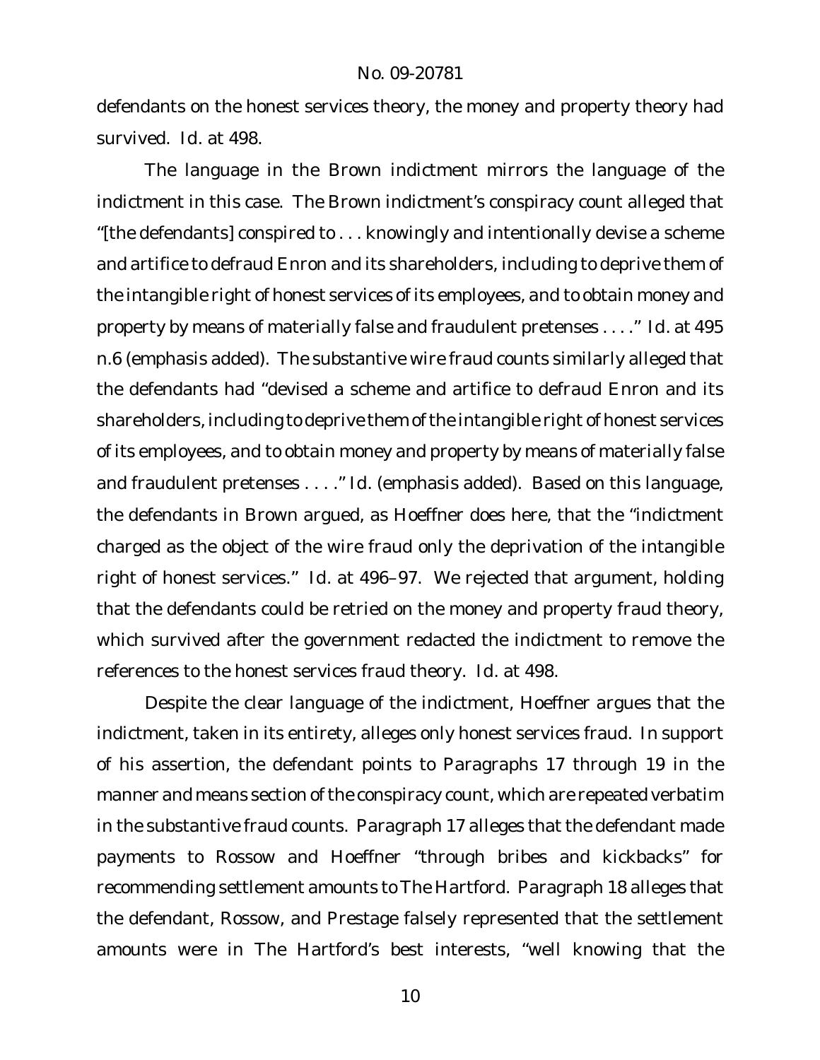defendants on the honest services theory, the money and property theory had survived. *Id.* at 498.

The language in the *Brown* indictment mirrors the language of the indictment in this case. The *Brown* indictment's conspiracy count alleged that "[the defendants] conspired to . . . knowingly and intentionally devise a scheme and artifice to defraud Enron and its shareholders, including to deprive them of the intangible right of honest services of its employees, *and to obtain money and property by means of materially false and fraudulent pretenses* . . . ." *Id.* at 495 n.6 (emphasis added). The substantive wire fraud counts similarly alleged that the defendants had "devised a scheme and artifice to defraud Enron and its shareholders, including to deprive them of the intangible right of honest services of its employees, *and to obtain money and property by means of materially false and fraudulent pretenses* . . . ." *Id.* (emphasis added). Based on this language, the defendants in *Brown* argued, as Hoeffner does here, that the "indictment charged as the object of the wire fraud only the deprivation of the intangible right of honest services." *Id.* at 496–97. We rejected that argument, holding that the defendants could be retried on the money and property fraud theory, which survived after the government redacted the indictment to remove the references to the honest services fraud theory. *Id.* at 498.

Despite the clear language of the indictment, Hoeffner argues that the indictment, taken in its entirety, alleges only honest services fraud. In support of his assertion, the defendant points to Paragraphs 17 through 19 in the manner and means section of the conspiracy count, which are repeated verbatim in the substantive fraud counts. Paragraph 17 alleges that the defendant made payments to Rossow and Hoeffner "through bribes and kickbacks" for recommending settlement amounts to The Hartford. Paragraph 18 alleges that the defendant, Rossow, and Prestage falsely represented that the settlement amounts were in The Hartford's best interests, "well knowing that the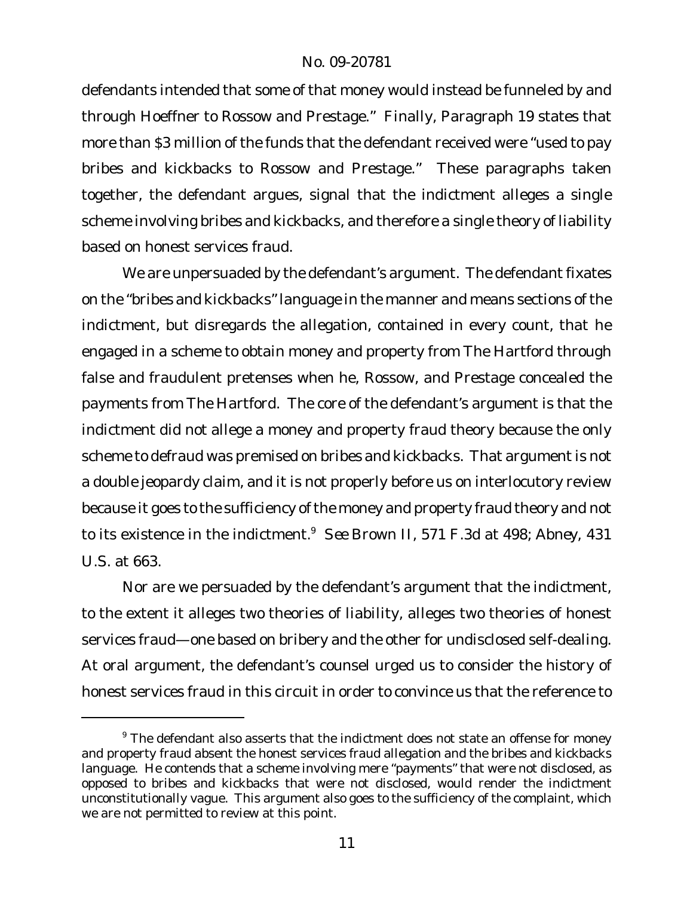defendants intended that some of that money would instead be funneled by and through Hoeffner to Rossow and Prestage." Finally, Paragraph 19 states that more than $3 million of the funds that the defendant received were "used to pay bribes and kickbacks to Rossow and Prestage." These paragraphs taken together, the defendant argues, signal that the indictment alleges a single scheme involving bribes and kickbacks, and therefore a single theory of liability based on honest services fraud.

We are unpersuaded by the defendant's argument. The defendant fixates on the "bribes and kickbacks" language in the manner and means sections of the indictment, but disregards the allegation, contained in every count, that he engaged in a scheme to obtain money and property from The Hartford through false and fraudulent pretenses when he, Rossow, and Prestage concealed the payments from The Hartford. The core of the defendant's argument is that the indictment did not allege a money and property fraud theory because the only scheme to defraud was premised on bribes and kickbacks. That argument is not a double jeopardy claim, and it is not properly before us on interlocutory review because it goes to the sufficiency of the money and property fraud theory and not to its existence in the indictment.[9] *See Brown II*, 571 F.3d at 498; *Abney*, 431 U.S. at 663.

Nor are we persuaded by the defendant's argument that the indictment, to the extent it alleges two theories of liability, alleges two theories of honest services fraud—one based on bribery and the other for undisclosed self-dealing. At oral argument, the defendant's counsel urged us to consider the history of honest services fraud in this circuit in order to convince us that the reference to

---

[9] The defendant also asserts that the indictment does not state an offense for money and property fraud absent the honest services fraud allegation and the bribes and kickbacks language. He contends that a scheme involving mere "payments" that were not disclosed, as opposed to bribes and kickbacks that were not disclosed, would render the indictment unconstitutionally vague. This argument also goes to the sufficiency of the complaint, which we are not permitted to review at this point.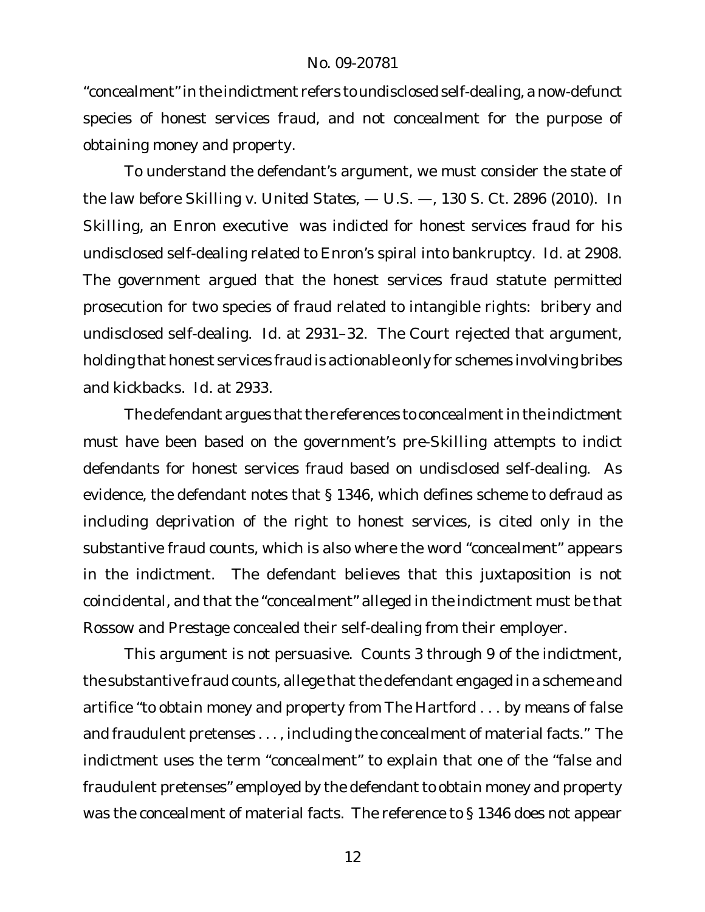"concealment" in the indictment refers to undisclosed self-dealing, a now-defunct species of honest services fraud, and not concealment for the purpose of obtaining money and property.

To understand the defendant's argument, we must consider the state of the law before *Skilling v. United States*, — U.S. —, 130 S. Ct. 2896 (2010). In *Skilling*, an Enron executive was indicted for honest services fraud for his undisclosed self-dealing related to Enron's spiral into bankruptcy. *Id.* at 2908. The government argued that the honest services fraud statute permitted prosecution for two species of fraud related to intangible rights: bribery and undisclosed self-dealing. *Id.* at 2931–32. The Court rejected that argument, holding that honest services fraud is actionable only for schemes involving bribes and kickbacks. *Id.* at 2933.

The defendant argues that the references to concealment in the indictment must have been based on the government's pre-*Skilling* attempts to indict defendants for honest services fraud based on undisclosed self-dealing. As evidence, the defendant notes that § 1346, which defines scheme to defraud as including deprivation of the right to honest services, is cited only in the substantive fraud counts, which is also where the word "concealment" appears in the indictment. The defendant believes that this juxtaposition is not coincidental, and that the "concealment" alleged in the indictment must be that Rossow and Prestage concealed their self-dealing from their employer.

This argument is not persuasive. Counts 3 through 9 of the indictment, the substantive fraud counts, allege that the defendant engaged in a scheme and artifice "to obtain money and property from The Hartford . . . by means of false and fraudulent pretenses . . . , including the concealment of material facts." The indictment uses the term "concealment" to explain that one of the "false and fraudulent pretenses" employed by the defendant to obtain money and property was the concealment of material facts. The reference to § 1346 does not appear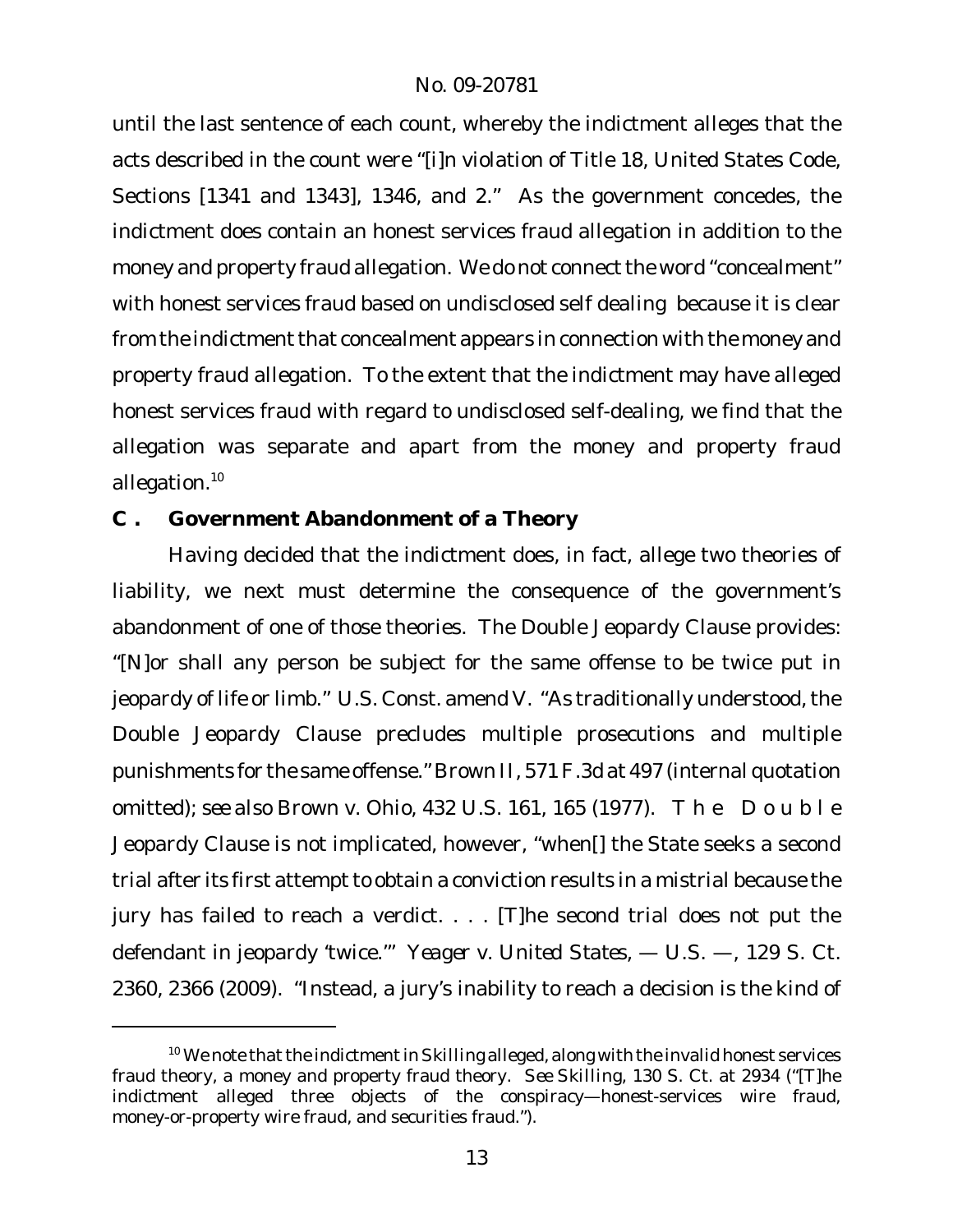until the last sentence of each count, whereby the indictment alleges that the acts described in the count were "[i]n violation of Title 18, United States Code, Sections [1341 and 1343], 1346, and 2." As the government concedes, the indictment does contain an honest services fraud allegation in addition to the money and property fraud allegation. We do not connect the word "concealment" with honest services fraud based on undisclosed self dealing because it is clear from the indictment that concealment appears in connection with the money and property fraud allegation. To the extent that the indictment may have alleged honest services fraud with regard to undisclosed self-dealing, we find that the allegation was separate and apart from the money and property fraud allegation.[10]

### C. Government Abandonment of a Theory

Having decided that the indictment does, in fact, allege two theories of liability, we next must determine the consequence of the government's abandonment of one of those theories. The Double Jeopardy Clause provides: "[N]or shall any person be subject for the same offense to be twice put in jeopardy of life or limb." U.S. Const. amend V. "As traditionally understood, the Double Jeopardy Clause precludes multiple prosecutions and multiple punishments for the same offense." *Brown II*, 571 F.3d at 497 (internal quotation omitted); *see also Brown v. Ohio*, 432 U.S. 161, 165 (1977). The Double Jeopardy Clause is not implicated, however, "when[] the State seeks a second trial after its first attempt to obtain a conviction results in a mistrial because the jury has failed to reach a verdict. . . . [T]he second trial does not put the defendant in jeopardy 'twice.'" *Yeager v. United States*, — U.S. —, 129 S. Ct. 2360, 2366 (2009). "Instead, a jury's inability to reach a decision is the kind of

---

[10] We note that the indictment in *Skilling* alleged, along with the invalid honest services fraud theory, a money and property fraud theory. *See Skilling*, 130 S. Ct. at 2934 ("[T]he indictment alleged three objects of the conspiracy—honest-services wire fraud, money-or-property wire fraud, and securities fraud.").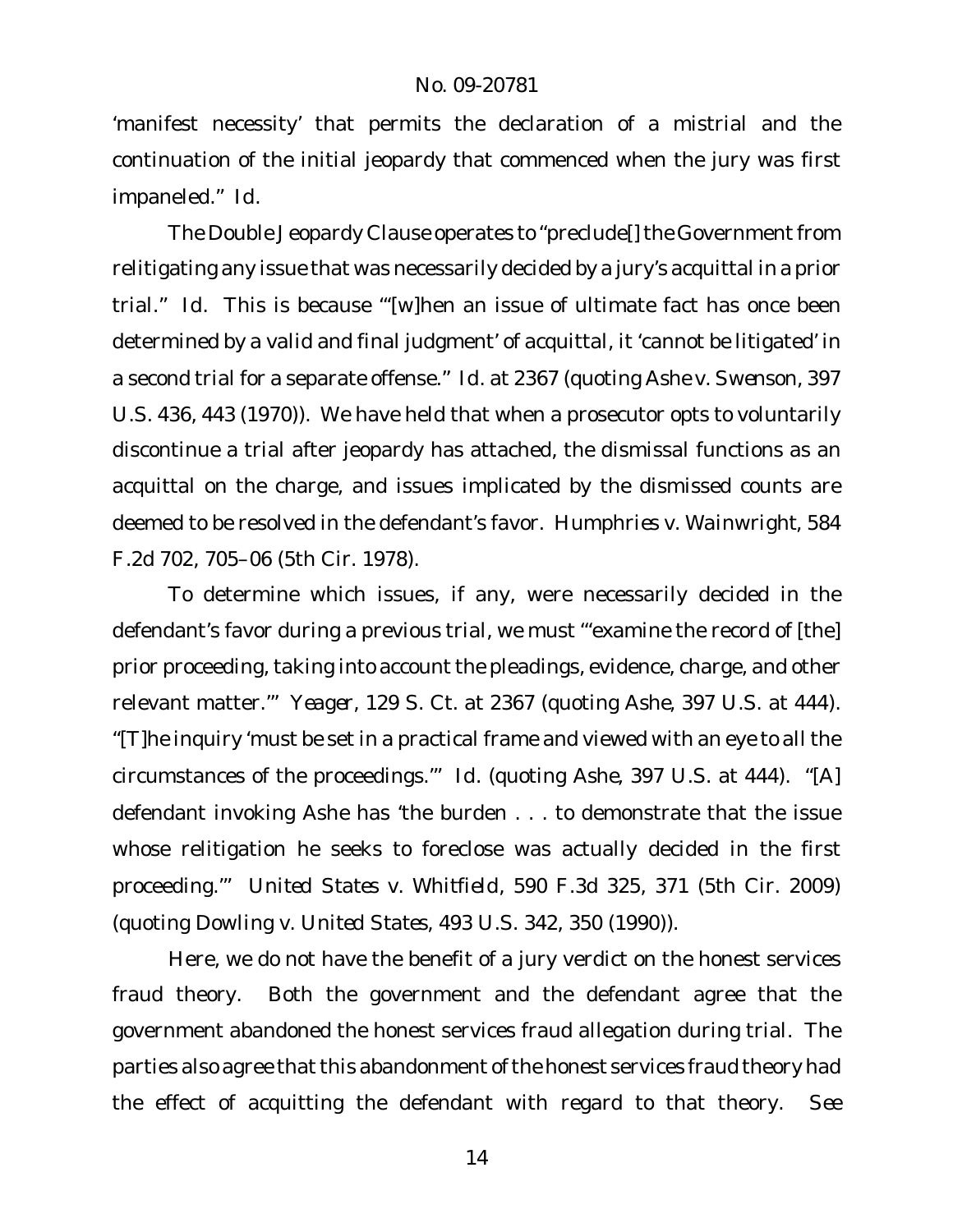'manifest necessity' that permits the declaration of a mistrial and the continuation of the initial jeopardy that commenced when the jury was first impaneled." *Id.*

The Double Jeopardy Clause operates to "preclude[] the Government from relitigating any issue that was necessarily decided by a jury's acquittal in a prior trial." *Id.* This is because "'[w]hen an issue of ultimate fact has once been determined by a valid and final judgment' of acquittal, it 'cannot be litigated' in a second trial for a separate offense." *Id.* at 2367 (quoting *Ashe v. Swenson*, 397 U.S. 436, 443 (1970)). We have held that when a prosecutor opts to voluntarily discontinue a trial after jeopardy has attached, the dismissal functions as an acquittal on the charge, and issues implicated by the dismissed counts are deemed to be resolved in the defendant's favor. *Humphries v. Wainwright*, 584 F.2d 702, 705–06 (5th Cir. 1978).

To determine which issues, if any, were necessarily decided in the defendant's favor during a previous trial, we must "'examine the record of [the] prior proceeding, taking into account the pleadings, evidence, charge, and other relevant matter.'" *Yeager*, 129 S. Ct. at 2367 (quoting *Ashe*, 397 U.S. at 444). "[T]he inquiry 'must be set in a practical frame and viewed with an eye to all the circumstances of the proceedings.'" *Id.* (quoting *Ashe*, 397 U.S. at 444). "[A] defendant invoking *Ashe* has 'the burden . . . to demonstrate that the issue whose relitigation he seeks to foreclose was actually decided in the first proceeding.'" *United States v. Whitfield*, 590 F.3d 325, 371 (5th Cir. 2009) (quoting *Dowling v. United States*, 493 U.S. 342, 350 (1990)).

Here, we do not have the benefit of a jury verdict on the honest services fraud theory. Both the government and the defendant agree that the government abandoned the honest services fraud allegation during trial. The parties also agree that this abandonment of the honest services fraud theory had the effect of acquitting the defendant with regard to that theory. *See*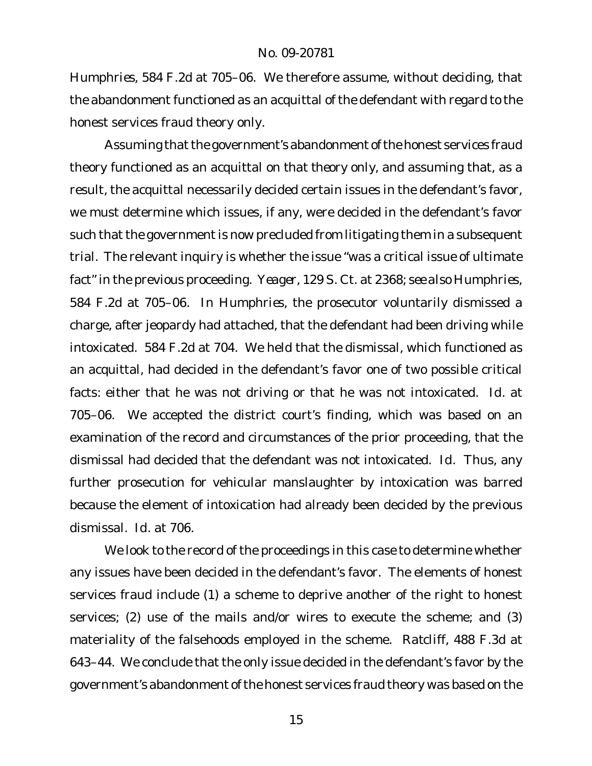*Humphries*, 584 F.2d at 705–06. We therefore assume, without deciding, that the abandonment functioned as an acquittal of the defendant with regard to the honest services fraud theory only.

Assuming that the government's abandonment of the honest services fraud theory functioned as an acquittal on that theory only, and assuming that, as a result, the acquittal necessarily decided certain issues in the defendant's favor, we must determine which issues, if any, were decided in the defendant's favor such that the government is now precluded from litigating them in a subsequent trial. The relevant inquiry is whether the issue "was a critical issue of ultimate fact" in the previous proceeding. *Yeager*, 129 S. Ct. at 2368; *see also Humphries*, 584 F.2d at 705–06. In *Humphries*, the prosecutor voluntarily dismissed a charge, after jeopardy had attached, that the defendant had been driving while intoxicated. 584 F.2d at 704. We held that the dismissal, which functioned as an acquittal, had decided in the defendant's favor one of two possible critical facts: either that he was not driving or that he was not intoxicated. *Id.* at 705–06. We accepted the district court's finding, which was based on an examination of the record and circumstances of the prior proceeding, that the dismissal had decided that the defendant was not intoxicated. *Id.* Thus, any further prosecution for vehicular manslaughter by intoxication was barred because the element of intoxication had already been decided by the previous dismissal. *Id.* at 706.

We look to the record of the proceedings in this case to determine whether any issues have been decided in the defendant's favor. The elements of honest services fraud include (1) a scheme to deprive another of the right to honest services; (2) use of the mails and/or wires to execute the scheme; and (3) materiality of the falsehoods employed in the scheme. *Ratcliff*, 488 F.3d at 643–44. We conclude that the only issue decided in the defendant's favor by the government's abandonment of the honest services fraud theory was based on the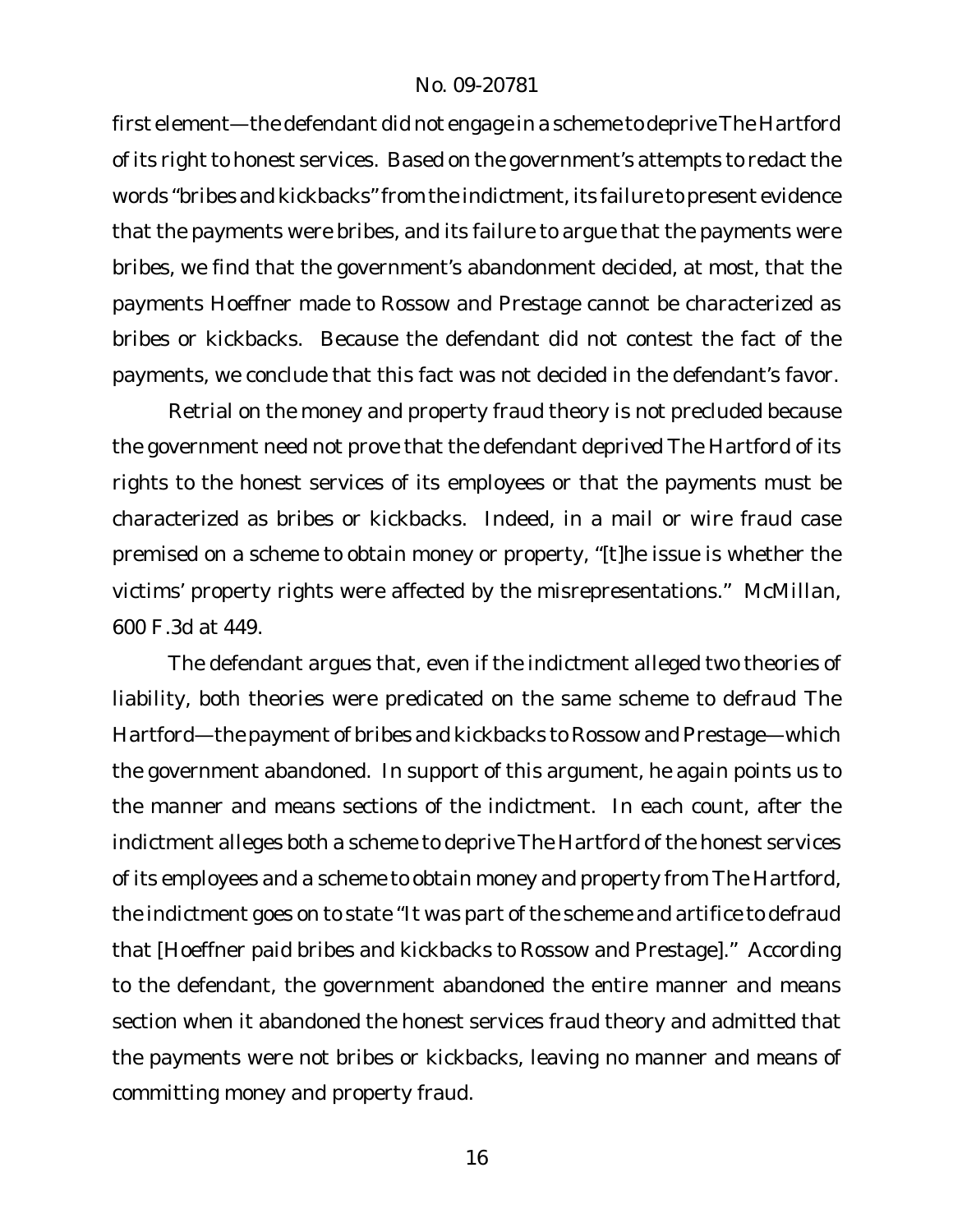first element—the defendant did not engage in a scheme to deprive The Hartford of its right to honest services. Based on the government's attempts to redact the words "bribes and kickbacks" from the indictment, its failure to present evidence that the payments were bribes, and its failure to argue that the payments were bribes, we find that the government's abandonment decided, at most, that the payments Hoeffner made to Rossow and Prestage cannot be characterized as bribes or kickbacks. Because the defendant did not contest the fact of the payments, we conclude that this fact was not decided in the defendant's favor.

Retrial on the money and property fraud theory is not precluded because the government need not prove that the defendant deprived The Hartford of its rights to the honest services of its employees or that the payments must be characterized as bribes or kickbacks. Indeed, in a mail or wire fraud case premised on a scheme to obtain money or property, "[t]he issue is whether the victims' property rights were affected by the misrepresentations." *McMillan*, 600 F.3d at 449.

The defendant argues that, even if the indictment alleged two theories of liability, both theories were predicated on the same scheme to defraud The Hartford—the payment of bribes and kickbacks to Rossow and Prestage—which the government abandoned. In support of this argument, he again points us to the manner and means sections of the indictment. In each count, after the indictment alleges both a scheme to deprive The Hartford of the honest services of its employees and a scheme to obtain money and property from The Hartford, the indictment goes on to state "It was part of the scheme and artifice to defraud that [Hoeffner paid bribes and kickbacks to Rossow and Prestage]." According to the defendant, the government abandoned the entire manner and means section when it abandoned the honest services fraud theory and admitted that the payments were not bribes or kickbacks, leaving no manner and means of committing money and property fraud.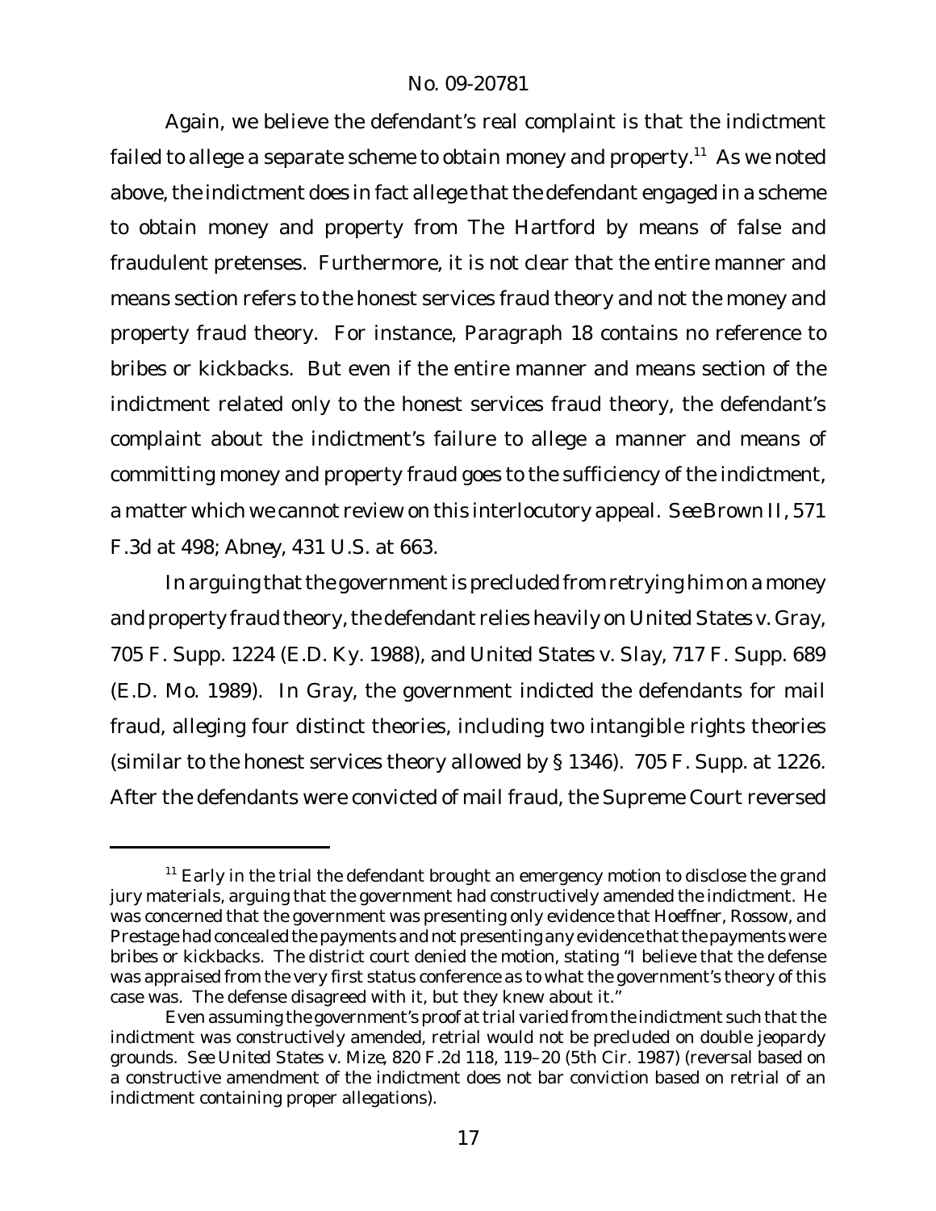Again, we believe the defendant's real complaint is that the indictment failed to allege a separate scheme to obtain money and property.[11] As we noted above, the indictment does in fact allege that the defendant engaged in a scheme to obtain money and property from The Hartford by means of false and fraudulent pretenses. Furthermore, it is not clear that the entire manner and means section refers to the honest services fraud theory and not the money and property fraud theory. For instance, Paragraph 18 contains no reference to bribes or kickbacks. But even if the entire manner and means section of the indictment related only to the honest services fraud theory, the defendant's complaint about the indictment's failure to allege a manner and means of committing money and property fraud goes to the sufficiency of the indictment, a matter which we cannot review on this interlocutory appeal. *See Brown II*, 571 F.3d at 498; *Abney*, 431 U.S. at 663.

In arguing that the government is precluded from retrying him on a money and property fraud theory, the defendant relies heavily on *United States v. Gray*, 705 F. Supp. 1224 (E.D. Ky. 1988), and *United States v. Slay*, 717 F. Supp. 689 (E.D. Mo. 1989). In *Gray*, the government indicted the defendants for mail fraud, alleging four distinct theories, including two intangible rights theories (similar to the honest services theory allowed by § 1346). 705 F. Supp. at 1226. After the defendants were convicted of mail fraud, the Supreme Court reversed

---

[11] Early in the trial the defendant brought an emergency motion to disclose the grand jury materials, arguing that the government had constructively amended the indictment. He was concerned that the government was presenting only evidence that Hoeffner, Rossow, and Prestage had concealed the payments and not presenting any evidence that the payments were bribes or kickbacks. The district court denied the motion, stating "I believe that the defense was appraised from the very first status conference as to what the government's theory of this case was. The defense disagreed with it, but they knew about it."

Even assuming the government's proof at trial varied from the indictment such that the indictment was constructively amended, retrial would not be precluded on double jeopardy grounds. *See United States v. Mize*, 820 F.2d 118, 119–20 (5th Cir. 1987) (reversal based on a constructive amendment of the indictment does not bar conviction based on retrial of an indictment containing proper allegations).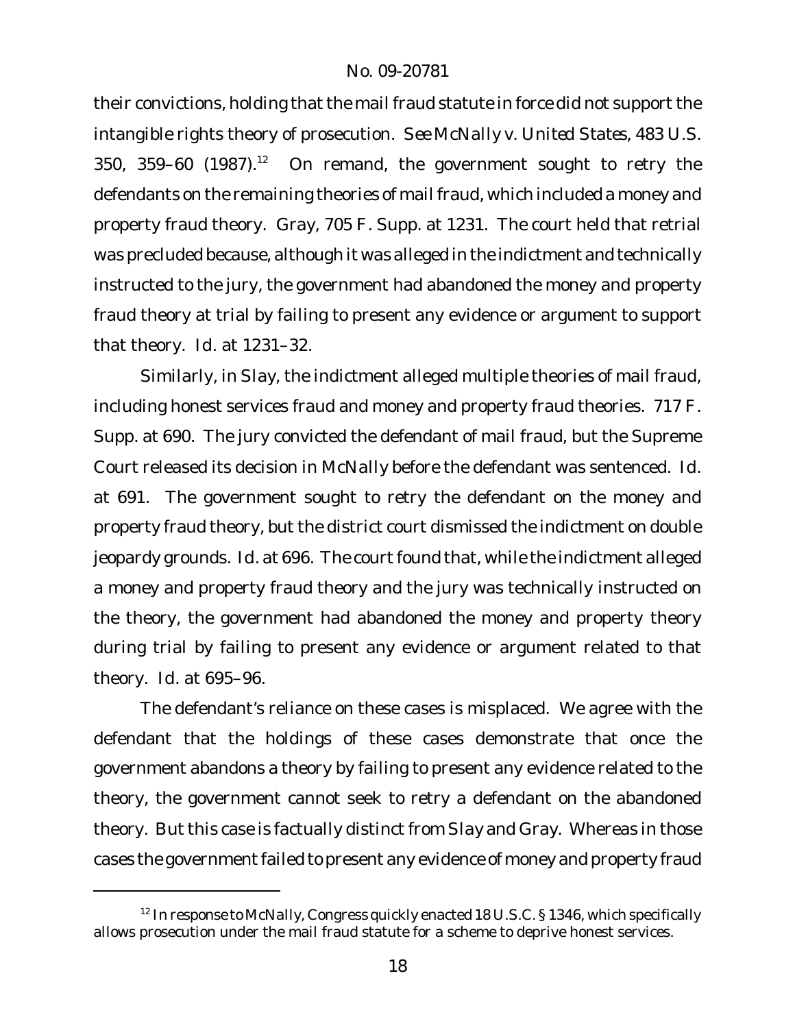their convictions, holding that the mail fraud statute in force did not support the intangible rights theory of prosecution. *See McNally v. United States*, 483 U.S. 350, 359–60 (1987).[12] On remand, the government sought to retry the defendants on the remaining theories of mail fraud, which included a money and property fraud theory. *Gray*, 705 F. Supp. at 1231. The court held that retrial was precluded because, although it was alleged in the indictment and technically instructed to the jury, the government had abandoned the money and property fraud theory at trial by failing to present any evidence or argument to support that theory. *Id.* at 1231–32.

Similarly, in *Slay*, the indictment alleged multiple theories of mail fraud, including honest services fraud and money and property fraud theories. 717 F. Supp. at 690. The jury convicted the defendant of mail fraud, but the Supreme Court released its decision in *McNally* before the defendant was sentenced. *Id.* at 691. The government sought to retry the defendant on the money and property fraud theory, but the district court dismissed the indictment on double jeopardy grounds. *Id.* at 696. The court found that, while the indictment alleged a money and property fraud theory and the jury was technically instructed on the theory, the government had abandoned the money and property theory during trial by failing to present any evidence or argument related to that theory. *Id.* at 695–96.

The defendant's reliance on these cases is misplaced. We agree with the defendant that the holdings of these cases demonstrate that once the government abandons a theory by failing to present any evidence related to the theory, the government cannot seek to retry a defendant on the abandoned theory. But this case is factually distinct from *Slay* and *Gray*. Whereas in those cases the government failed to present any evidence of money and property fraud

[12] In response to *McNally*, Congress quickly enacted 18 U.S.C. § 1346, which specifically allows prosecution under the mail fraud statute for a scheme to deprive honest services.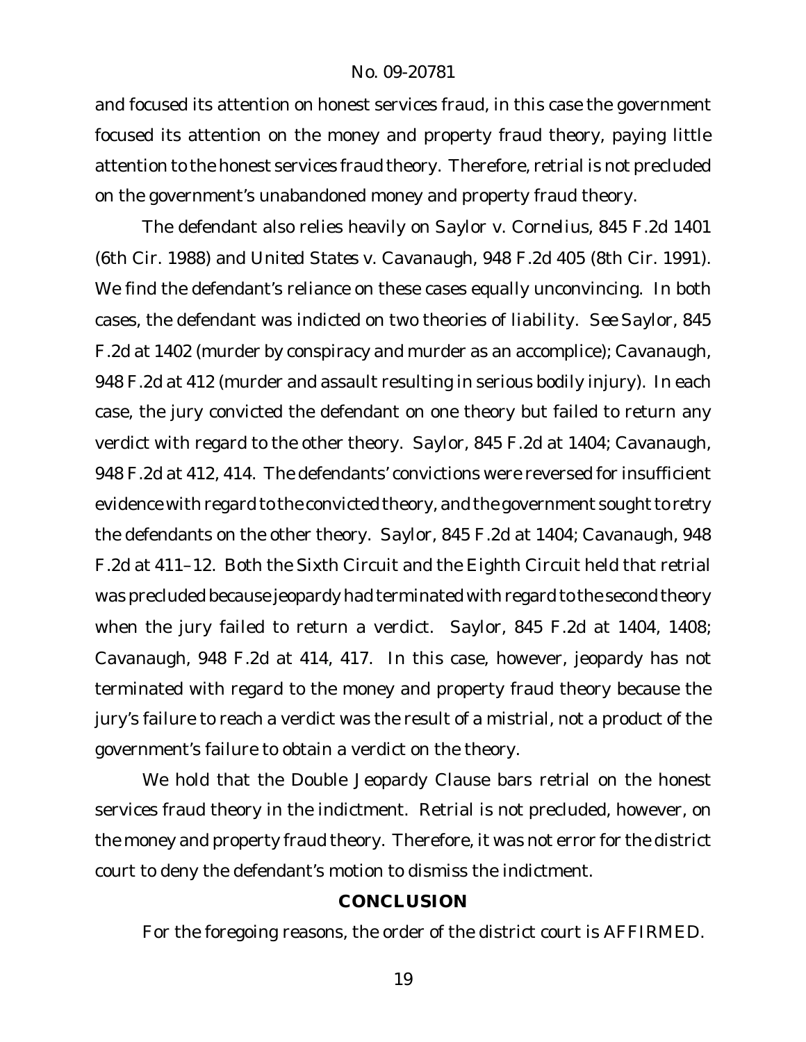and focused its attention on honest services fraud, in this case the government focused its attention on the money and property fraud theory, paying little attention to the honest services fraud theory. Therefore, retrial is not precluded on the government's unabandoned money and property fraud theory.

The defendant also relies heavily on *Saylor v. Cornelius*, 845 F.2d 1401 (6th Cir. 1988) and *United States v. Cavanaugh*, 948 F.2d 405 (8th Cir. 1991). We find the defendant's reliance on these cases equally unconvincing. In both cases, the defendant was indicted on two theories of liability. *See Saylor*, 845 F.2d at 1402 (murder by conspiracy and murder as an accomplice); *Cavanaugh*, 948 F.2d at 412 (murder and assault resulting in serious bodily injury). In each case, the jury convicted the defendant on one theory but failed to return any verdict with regard to the other theory. *Saylor*, 845 F.2d at 1404; *Cavanaugh*, 948 F.2d at 412, 414. The defendants' convictions were reversed for insufficient evidence with regard to the convicted theory, and the government sought to retry the defendants on the other theory. *Saylor*, 845 F.2d at 1404; *Cavanaugh*, 948 F.2d at 411–12. Both the Sixth Circuit and the Eighth Circuit held that retrial was precluded because jeopardy had terminated with regard to the second theory when the jury failed to return a verdict. *Saylor*, 845 F.2d at 1404, 1408; *Cavanaugh*, 948 F.2d at 414, 417. In this case, however, jeopardy has not terminated with regard to the money and property fraud theory because the jury's failure to reach a verdict was the result of a mistrial, not a product of the government's failure to obtain a verdict on the theory.

We hold that the Double Jeopardy Clause bars retrial on the honest services fraud theory in the indictment. Retrial is not precluded, however, on the money and property fraud theory. Therefore, it was not error for the district court to deny the defendant's motion to dismiss the indictment.

## CONCLUSION

For the foregoing reasons, the order of the district court is AFFIRMED.